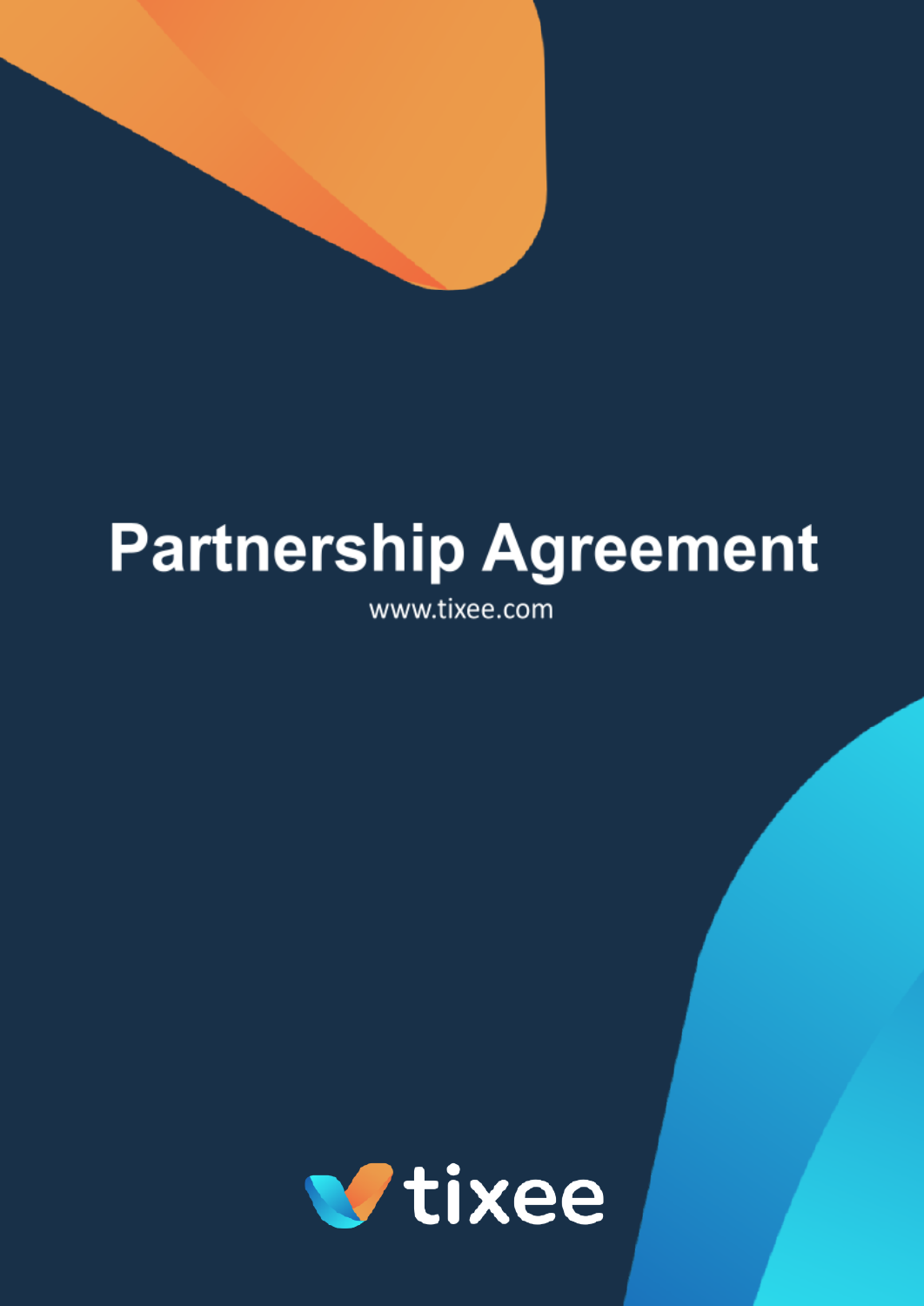# Partnership Agreement

www.tixee.com

tixee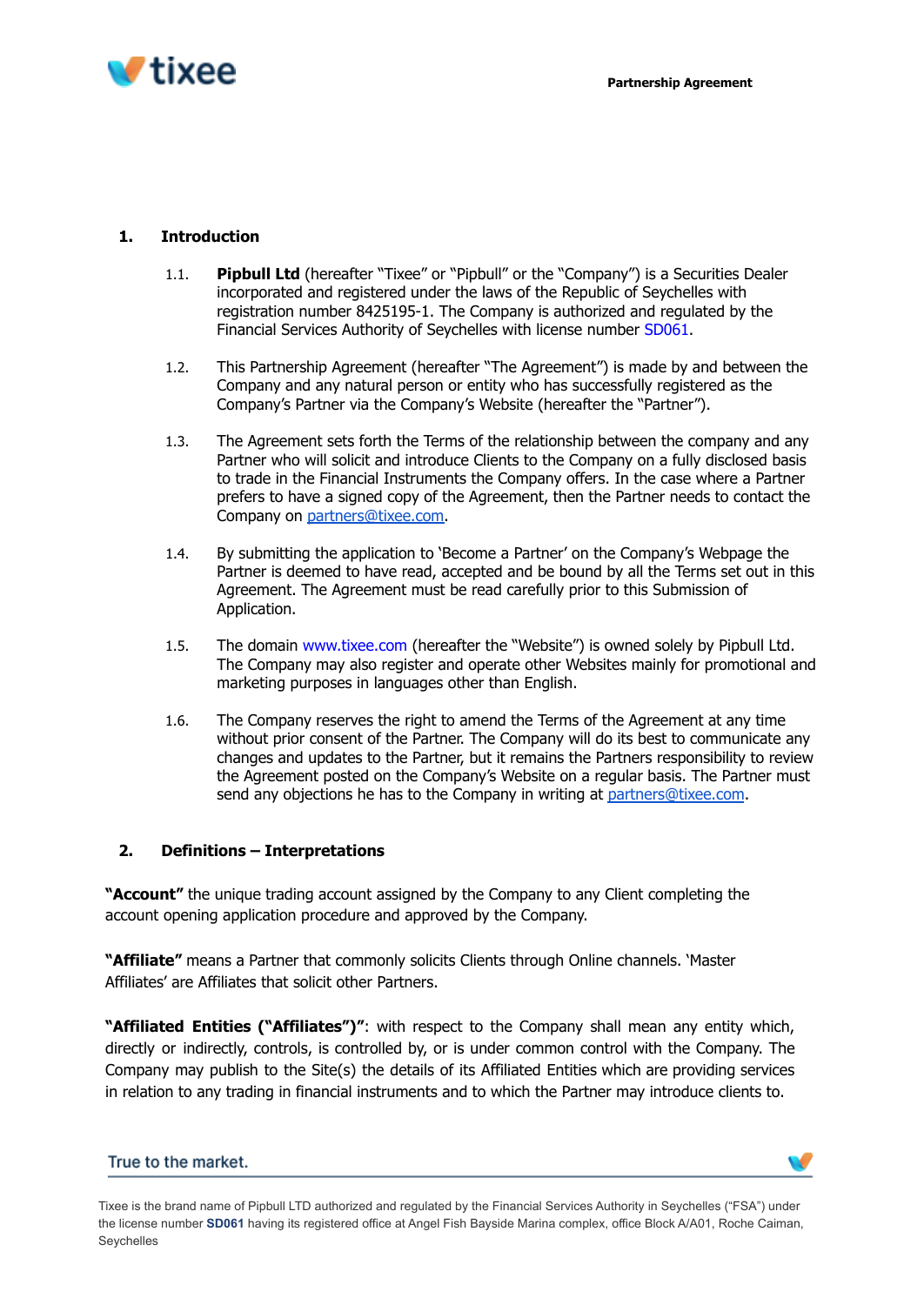## 1. Introduction

1.1. **Pipbull Ltd** (hereafter "Tixee" or "Pipbull" or the "Company") is a Securities Dealer incorporated and registered under the laws of the Republic of Seychelles with registration number 8425195-1. The Company is authorized and regulated by the Financial Services Authority of Seychelles with license number SD061.

1.2. This Partnership Agreement (hereafter "The Agreement") is made by and between the Company and any natural person or entity who has successfully registered as the Company's Partner via the Company's Website (hereafter the "Partner").

1.3. The Agreement sets forth the Terms of the relationship between the company and any Partner who will solicit and introduce Clients to the Company on a fully disclosed basis to trade in the Financial Instruments the Company offers. In the case where a Partner prefers to have a signed copy of the Agreement, then the Partner needs to contact the Company on partners@tixee.com.

1.4. By submitting the application to 'Become a Partner' on the Company's Webpage the Partner is deemed to have read, accepted and be bound by all the Terms set out in this Agreement. The Agreement must be read carefully prior to this Submission of Application.

1.5. The domain www.tixee.com (hereafter the "Website") is owned solely by Pipbull Ltd. The Company may also register and operate other Websites mainly for promotional and marketing purposes in languages other than English.

1.6. The Company reserves the right to amend the Terms of the Agreement at any time without prior consent of the Partner. The Company will do its best to communicate any changes and updates to the Partner, but it remains the Partners responsibility to review the Agreement posted on the Company's Website on a regular basis. The Partner must send any objections he has to the Company in writing at partners@tixee.com.

## 2. Definitions – Interpretations

**"Account"** the unique trading account assigned by the Company to any Client completing the account opening application procedure and approved by the Company.

**"Affiliate"** means a Partner that commonly solicits Clients through Online channels. 'Master Affiliates' are Affiliates that solicit other Partners.

**"Affiliated Entities ("Affiliates")"**: with respect to the Company shall mean any entity which, directly or indirectly, controls, is controlled by, or is under common control with the Company. The Company may publish to the Site(s) the details of its Affiliated Entities which are providing services in relation to any trading in financial instruments and to which the Partner may introduce clients to.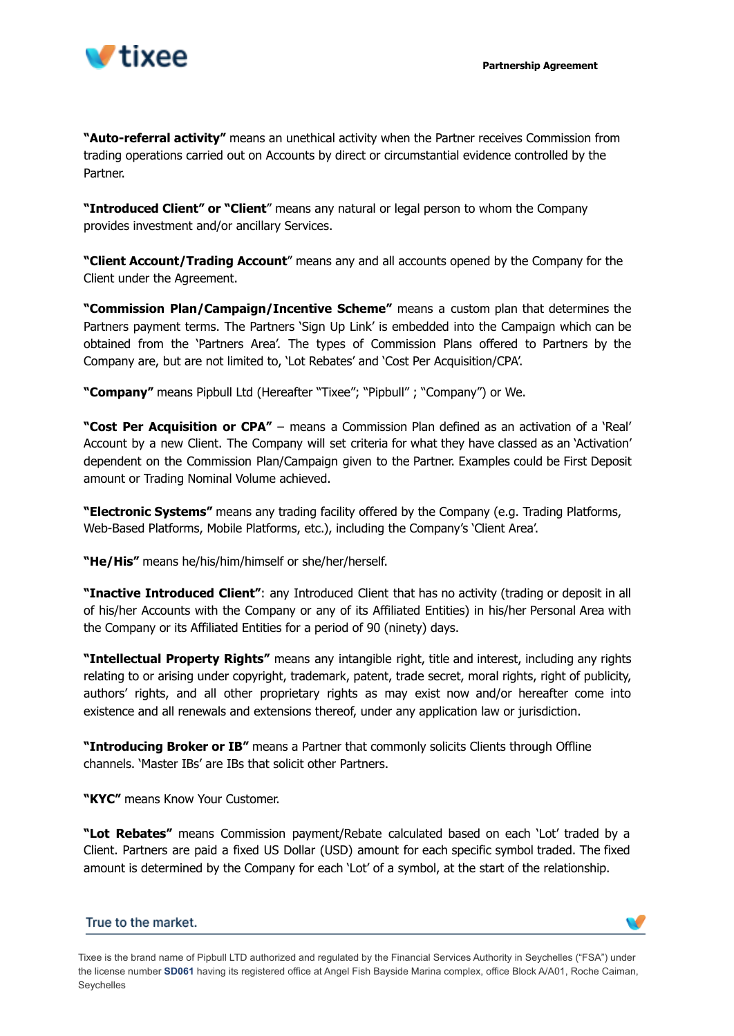**"Auto-referral activity"** means an unethical activity when the Partner receives Commission from trading operations carried out on Accounts by direct or circumstantial evidence controlled by the Partner.

**"Introduced Client" or "Client**" means any natural or legal person to whom the Company provides investment and/or ancillary Services.

**"Client Account/Trading Account**" means any and all accounts opened by the Company for the Client under the Agreement.

**"Commission Plan/Campaign/Incentive Scheme"** means a custom plan that determines the Partners payment terms. The Partners 'Sign Up Link' is embedded into the Campaign which can be obtained from the 'Partners Area'. The types of Commission Plans offered to Partners by the Company are, but are not limited to, 'Lot Rebates' and 'Cost Per Acquisition/CPA'.

**"Company"** means Pipbull Ltd (Hereafter "Tixee"; "Pipbull" ; "Company") or We.

**"Cost Per Acquisition or CPA"** – means a Commission Plan defined as an activation of a 'Real' Account by a new Client. The Company will set criteria for what they have classed as an 'Activation' dependent on the Commission Plan/Campaign given to the Partner. Examples could be First Deposit amount or Trading Nominal Volume achieved.

**"Electronic Systems"** means any trading facility offered by the Company (e.g. Trading Platforms, Web-Based Platforms, Mobile Platforms, etc.), including the Company's 'Client Area'.

**"He/His"** means he/his/him/himself or she/her/herself.

**"Inactive Introduced Client"**: any Introduced Client that has no activity (trading or deposit in all of his/her Accounts with the Company or any of its Affiliated Entities) in his/her Personal Area with the Company or its Affiliated Entities for a period of 90 (ninety) days.

**"Intellectual Property Rights"** means any intangible right, title and interest, including any rights relating to or arising under copyright, trademark, patent, trade secret, moral rights, right of publicity, authors' rights, and all other proprietary rights as may exist now and/or hereafter come into existence and all renewals and extensions thereof, under any application law or jurisdiction.

**"Introducing Broker or IB"** means a Partner that commonly solicits Clients through Offline channels. 'Master IBs' are IBs that solicit other Partners.

**"KYC"** means Know Your Customer.

**"Lot Rebates"** means Commission payment/Rebate calculated based on each 'Lot' traded by a Client. Partners are paid a fixed US Dollar (USD) amount for each specific symbol traded. The fixed amount is determined by the Company for each 'Lot' of a symbol, at the start of the relationship.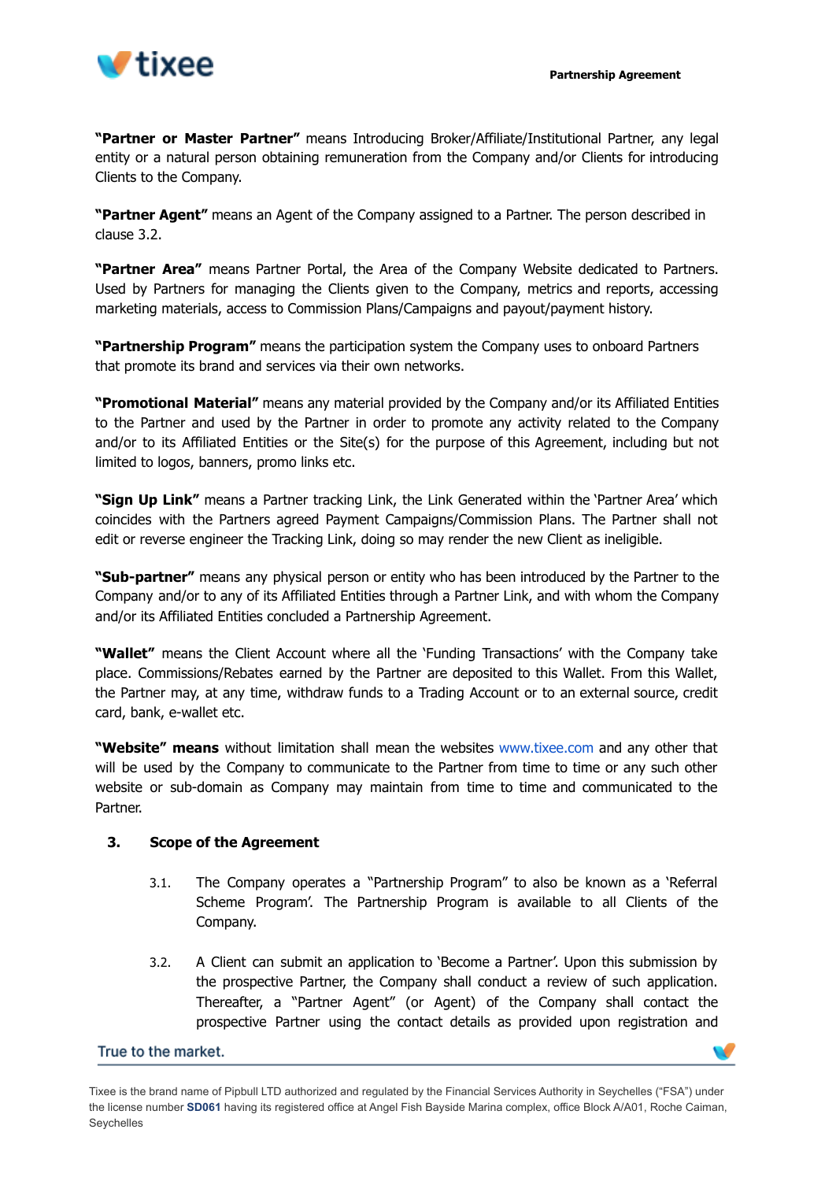**"Partner or Master Partner"** means Introducing Broker/Affiliate/Institutional Partner, any legal entity or a natural person obtaining remuneration from the Company and/or Clients for introducing Clients to the Company.

**"Partner Agent"** means an Agent of the Company assigned to a Partner. The person described in clause 3.2.

**"Partner Area"** means Partner Portal, the Area of the Company Website dedicated to Partners. Used by Partners for managing the Clients given to the Company, metrics and reports, accessing marketing materials, access to Commission Plans/Campaigns and payout/payment history.

**"Partnership Program"** means the participation system the Company uses to onboard Partners that promote its brand and services via their own networks.

**"Promotional Material"** means any material provided by the Company and/or its Affiliated Entities to the Partner and used by the Partner in order to promote any activity related to the Company and/or to its Affiliated Entities or the Site(s) for the purpose of this Agreement, including but not limited to logos, banners, promo links etc.

**"Sign Up Link"** means a Partner tracking Link, the Link Generated within the 'Partner Area' which coincides with the Partners agreed Payment Campaigns/Commission Plans. The Partner shall not edit or reverse engineer the Tracking Link, doing so may render the new Client as ineligible.

**"Sub-partner"** means any physical person or entity who has been introduced by the Partner to the Company and/or to any of its Affiliated Entities through a Partner Link, and with whom the Company and/or its Affiliated Entities concluded a Partnership Agreement.

**"Wallet"** means the Client Account where all the 'Funding Transactions' with the Company take place. Commissions/Rebates earned by the Partner are deposited to this Wallet. From this Wallet, the Partner may, at any time, withdraw funds to a Trading Account or to an external source, credit card, bank, e-wallet etc.

**"Website" means** without limitation shall mean the websites www.tixee.com and any other that will be used by the Company to communicate to the Partner from time to time or any such other website or sub-domain as Company may maintain from time to time and communicated to the Partner.

## 3. Scope of the Agreement

3.1. The Company operates a "Partnership Program" to also be known as a 'Referral Scheme Program'. The Partnership Program is available to all Clients of the Company.

3.2. A Client can submit an application to 'Become a Partner'. Upon this submission by the prospective Partner, the Company shall conduct a review of such application. Thereafter, a "Partner Agent" (or Agent) of the Company shall contact the prospective Partner using the contact details as provided upon registration and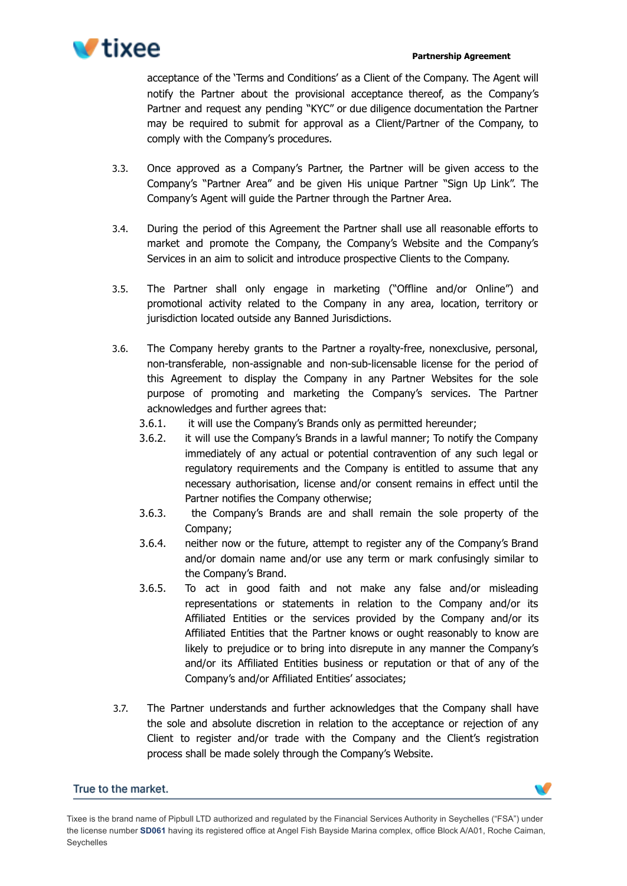acceptance of the 'Terms and Conditions' as a Client of the Company. The Agent will notify the Partner about the provisional acceptance thereof, as the Company's Partner and request any pending "KYC" or due diligence documentation the Partner may be required to submit for approval as a Client/Partner of the Company, to comply with the Company's procedures.

3.3. Once approved as a Company's Partner, the Partner will be given access to the Company's "Partner Area" and be given His unique Partner "Sign Up Link". The Company's Agent will guide the Partner through the Partner Area.

3.4. During the period of this Agreement the Partner shall use all reasonable efforts to market and promote the Company, the Company's Website and the Company's Services in an aim to solicit and introduce prospective Clients to the Company.

3.5. The Partner shall only engage in marketing ("Offline and/or Online") and promotional activity related to the Company in any area, location, territory or jurisdiction located outside any Banned Jurisdictions.

3.6. The Company hereby grants to the Partner a royalty-free, nonexclusive, personal, non-transferable, non-assignable and non-sub-licensable license for the period of this Agreement to display the Company in any Partner Websites for the sole purpose of promoting and marketing the Company's services. The Partner acknowledges and further agrees that:

3.6.1. it will use the Company's Brands only as permitted hereunder;

3.6.2. it will use the Company's Brands in a lawful manner; To notify the Company immediately of any actual or potential contravention of any such legal or regulatory requirements and the Company is entitled to assume that any necessary authorisation, license and/or consent remains in effect until the Partner notifies the Company otherwise;

3.6.3. the Company's Brands are and shall remain the sole property of the Company;

3.6.4. neither now or the future, attempt to register any of the Company's Brand and/or domain name and/or use any term or mark confusingly similar to the Company's Brand.

3.6.5. To act in good faith and not make any false and/or misleading representations or statements in relation to the Company and/or its Affiliated Entities or the services provided by the Company and/or its Affiliated Entities that the Partner knows or ought reasonably to know are likely to prejudice or to bring into disrepute in any manner the Company's and/or its Affiliated Entities business or reputation or that of any of the Company's and/or Affiliated Entities' associates;

3.7. The Partner understands and further acknowledges that the Company shall have the sole and absolute discretion in relation to the acceptance or rejection of any Client to register and/or trade with the Company and the Client's registration process shall be made solely through the Company's Website.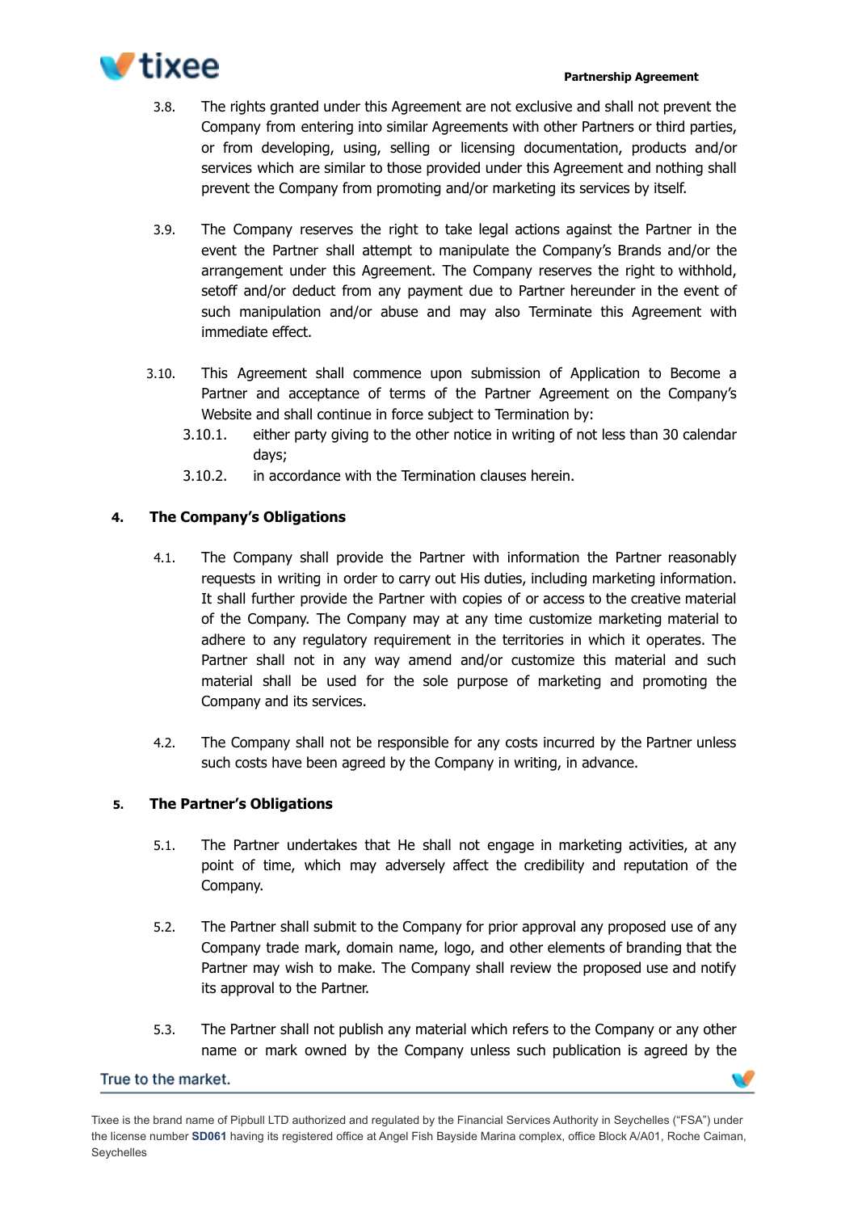3.8. The rights granted under this Agreement are not exclusive and shall not prevent the Company from entering into similar Agreements with other Partners or third parties, or from developing, using, selling or licensing documentation, products and/or services which are similar to those provided under this Agreement and nothing shall prevent the Company from promoting and/or marketing its services by itself.

3.9. The Company reserves the right to take legal actions against the Partner in the event the Partner shall attempt to manipulate the Company's Brands and/or the arrangement under this Agreement. The Company reserves the right to withhold, setoff and/or deduct from any payment due to Partner hereunder in the event of such manipulation and/or abuse and may also Terminate this Agreement with immediate effect.

3.10. This Agreement shall commence upon submission of Application to Become a Partner and acceptance of terms of the Partner Agreement on the Company's Website and shall continue in force subject to Termination by:

3.10.1. either party giving to the other notice in writing of not less than 30 calendar days;

3.10.2. in accordance with the Termination clauses herein.

## 4. The Company's Obligations

4.1. The Company shall provide the Partner with information the Partner reasonably requests in writing in order to carry out His duties, including marketing information. It shall further provide the Partner with copies of or access to the creative material of the Company. The Company may at any time customize marketing material to adhere to any regulatory requirement in the territories in which it operates. The Partner shall not in any way amend and/or customize this material and such material shall be used for the sole purpose of marketing and promoting the Company and its services.

4.2. The Company shall not be responsible for any costs incurred by the Partner unless such costs have been agreed by the Company in writing, in advance.

## 5. The Partner's Obligations

5.1. The Partner undertakes that He shall not engage in marketing activities, at any point of time, which may adversely affect the credibility and reputation of the Company.

5.2. The Partner shall submit to the Company for prior approval any proposed use of any Company trade mark, domain name, logo, and other elements of branding that the Partner may wish to make. The Company shall review the proposed use and notify its approval to the Partner.

5.3. The Partner shall not publish any material which refers to the Company or any other name or mark owned by the Company unless such publication is agreed by the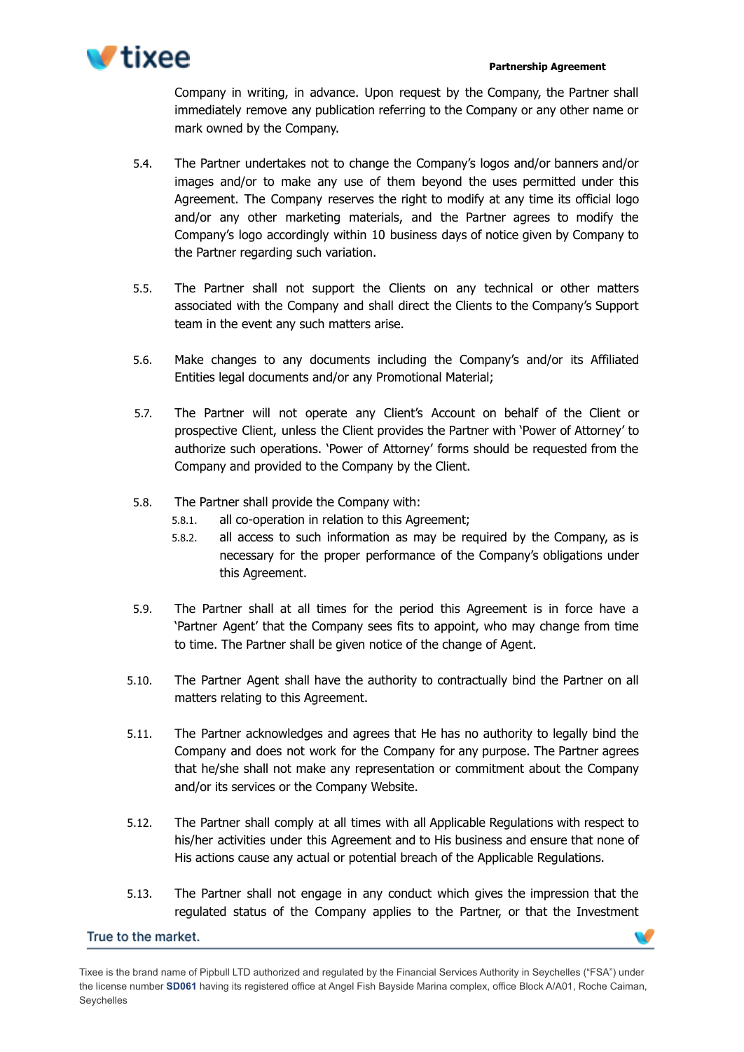Company in writing, in advance. Upon request by the Company, the Partner shall immediately remove any publication referring to the Company or any other name or mark owned by the Company.

5.4. The Partner undertakes not to change the Company's logos and/or banners and/or images and/or to make any use of them beyond the uses permitted under this Agreement. The Company reserves the right to modify at any time its official logo and/or any other marketing materials, and the Partner agrees to modify the Company's logo accordingly within 10 business days of notice given by Company to the Partner regarding such variation.

5.5. The Partner shall not support the Clients on any technical or other matters associated with the Company and shall direct the Clients to the Company's Support team in the event any such matters arise.

5.6. Make changes to any documents including the Company's and/or its Affiliated Entities legal documents and/or any Promotional Material;

5.7. The Partner will not operate any Client's Account on behalf of the Client or prospective Client, unless the Client provides the Partner with 'Power of Attorney' to authorize such operations. 'Power of Attorney' forms should be requested from the Company and provided to the Company by the Client.

5.8. The Partner shall provide the Company with:

5.8.1. all co-operation in relation to this Agreement;

5.8.2. all access to such information as may be required by the Company, as is necessary for the proper performance of the Company's obligations under this Agreement.

5.9. The Partner shall at all times for the period this Agreement is in force have a 'Partner Agent' that the Company sees fits to appoint, who may change from time to time. The Partner shall be given notice of the change of Agent.

5.10. The Partner Agent shall have the authority to contractually bind the Partner on all matters relating to this Agreement.

5.11. The Partner acknowledges and agrees that He has no authority to legally bind the Company and does not work for the Company for any purpose. The Partner agrees that he/she shall not make any representation or commitment about the Company and/or its services or the Company Website.

5.12. The Partner shall comply at all times with all Applicable Regulations with respect to his/her activities under this Agreement and to His business and ensure that none of His actions cause any actual or potential breach of the Applicable Regulations.

5.13. The Partner shall not engage in any conduct which gives the impression that the regulated status of the Company applies to the Partner, or that the Investment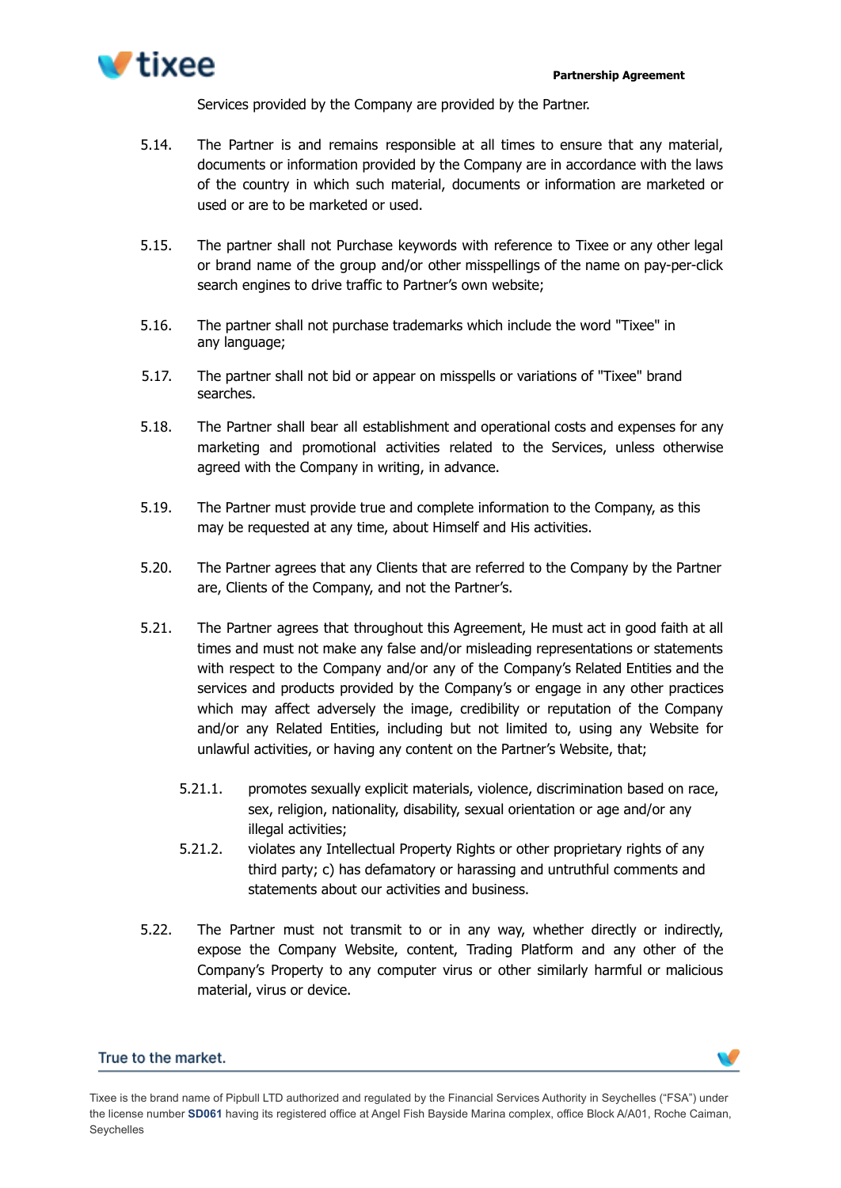Services provided by the Company are provided by the Partner.

5.14. The Partner is and remains responsible at all times to ensure that any material, documents or information provided by the Company are in accordance with the laws of the country in which such material, documents or information are marketed or used or are to be marketed or used.

5.15. The partner shall not Purchase keywords with reference to Tixee or any other legal or brand name of the group and/or other misspellings of the name on pay-per-click search engines to drive traffic to Partner's own website;

5.16. The partner shall not purchase trademarks which include the word "Tixee" in any language;

5.17. The partner shall not bid or appear on misspells or variations of "Tixee" brand searches.

5.18. The Partner shall bear all establishment and operational costs and expenses for any marketing and promotional activities related to the Services, unless otherwise agreed with the Company in writing, in advance.

5.19. The Partner must provide true and complete information to the Company, as this may be requested at any time, about Himself and His activities.

5.20. The Partner agrees that any Clients that are referred to the Company by the Partner are, Clients of the Company, and not the Partner's.

5.21. The Partner agrees that throughout this Agreement, He must act in good faith at all times and must not make any false and/or misleading representations or statements with respect to the Company and/or any of the Company's Related Entities and the services and products provided by the Company's or engage in any other practices which may affect adversely the image, credibility or reputation of the Company and/or any Related Entities, including but not limited to, using any Website for unlawful activities, or having any content on the Partner's Website, that;

5.21.1. promotes sexually explicit materials, violence, discrimination based on race, sex, religion, nationality, disability, sexual orientation or age and/or any illegal activities;

5.21.2. violates any Intellectual Property Rights or other proprietary rights of any third party; c) has defamatory or harassing and untruthful comments and statements about our activities and business.

5.22. The Partner must not transmit to or in any way, whether directly or indirectly, expose the Company Website, content, Trading Platform and any other of the Company's Property to any computer virus or other similarly harmful or malicious material, virus or device.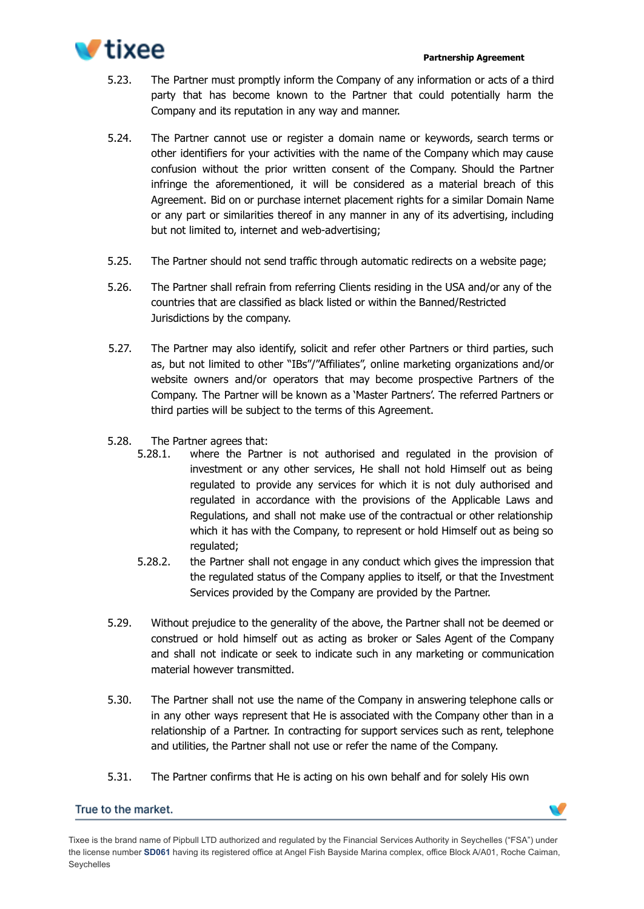5.23. The Partner must promptly inform the Company of any information or acts of a third party that has become known to the Partner that could potentially harm the Company and its reputation in any way and manner.

5.24. The Partner cannot use or register a domain name or keywords, search terms or other identifiers for your activities with the name of the Company which may cause confusion without the prior written consent of the Company. Should the Partner infringe the aforementioned, it will be considered as a material breach of this Agreement. Bid on or purchase internet placement rights for a similar Domain Name or any part or similarities thereof in any manner in any of its advertising, including but not limited to, internet and web-advertising;

5.25. The Partner should not send traffic through automatic redirects on a website page;

5.26. The Partner shall refrain from referring Clients residing in the USA and/or any of the countries that are classified as black listed or within the Banned/Restricted Jurisdictions by the company.

5.27. The Partner may also identify, solicit and refer other Partners or third parties, such as, but not limited to other "IBs"/"Affiliates", online marketing organizations and/or website owners and/or operators that may become prospective Partners of the Company. The Partner will be known as a 'Master Partners'. The referred Partners or third parties will be subject to the terms of this Agreement.

5.28. The Partner agrees that:

5.28.1. where the Partner is not authorised and regulated in the provision of investment or any other services, He shall not hold Himself out as being regulated to provide any services for which it is not duly authorised and regulated in accordance with the provisions of the Applicable Laws and Regulations, and shall not make use of the contractual or other relationship which it has with the Company, to represent or hold Himself out as being so regulated;

5.28.2. the Partner shall not engage in any conduct which gives the impression that the regulated status of the Company applies to itself, or that the Investment Services provided by the Company are provided by the Partner.

5.29. Without prejudice to the generality of the above, the Partner shall not be deemed or construed or hold himself out as acting as broker or Sales Agent of the Company and shall not indicate or seek to indicate such in any marketing or communication material however transmitted.

5.30. The Partner shall not use the name of the Company in answering telephone calls or in any other ways represent that He is associated with the Company other than in a relationship of a Partner. In contracting for support services such as rent, telephone and utilities, the Partner shall not use or refer the name of the Company.

5.31. The Partner confirms that He is acting on his own behalf and for solely His own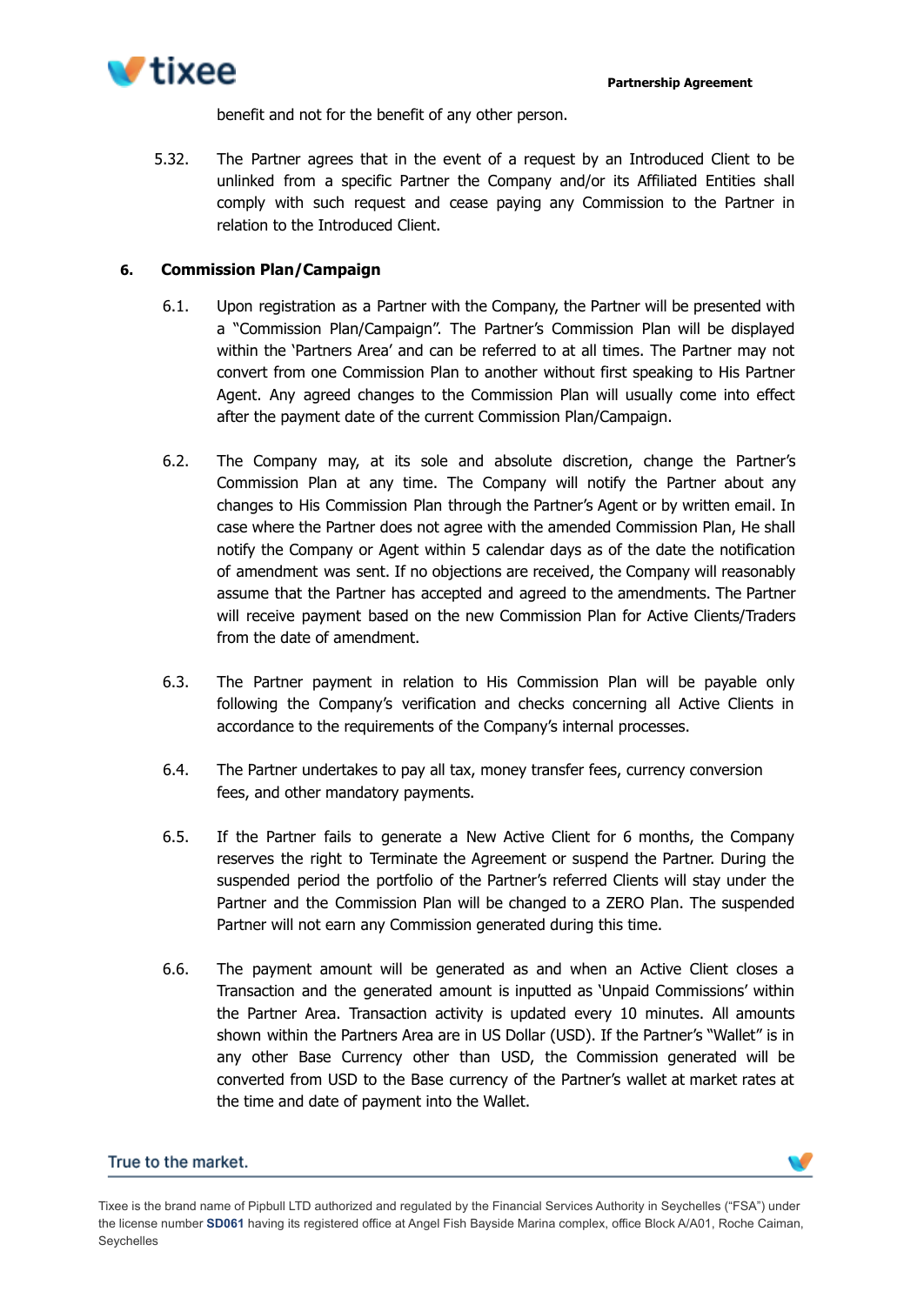benefit and not for the benefit of any other person.

5.32. The Partner agrees that in the event of a request by an Introduced Client to be unlinked from a specific Partner the Company and/or its Affiliated Entities shall comply with such request and cease paying any Commission to the Partner in relation to the Introduced Client.

## 6. Commission Plan/Campaign

6.1. Upon registration as a Partner with the Company, the Partner will be presented with a "Commission Plan/Campaign". The Partner's Commission Plan will be displayed within the 'Partners Area' and can be referred to at all times. The Partner may not convert from one Commission Plan to another without first speaking to His Partner Agent. Any agreed changes to the Commission Plan will usually come into effect after the payment date of the current Commission Plan/Campaign.

6.2. The Company may, at its sole and absolute discretion, change the Partner's Commission Plan at any time. The Company will notify the Partner about any changes to His Commission Plan through the Partner's Agent or by written email. In case where the Partner does not agree with the amended Commission Plan, He shall notify the Company or Agent within 5 calendar days as of the date the notification of amendment was sent. If no objections are received, the Company will reasonably assume that the Partner has accepted and agreed to the amendments. The Partner will receive payment based on the new Commission Plan for Active Clients/Traders from the date of amendment.

6.3. The Partner payment in relation to His Commission Plan will be payable only following the Company's verification and checks concerning all Active Clients in accordance to the requirements of the Company's internal processes.

6.4. The Partner undertakes to pay all tax, money transfer fees, currency conversion fees, and other mandatory payments.

6.5. If the Partner fails to generate a New Active Client for 6 months, the Company reserves the right to Terminate the Agreement or suspend the Partner. During the suspended period the portfolio of the Partner's referred Clients will stay under the Partner and the Commission Plan will be changed to a ZERO Plan. The suspended Partner will not earn any Commission generated during this time.

6.6. The payment amount will be generated as and when an Active Client closes a Transaction and the generated amount is inputted as 'Unpaid Commissions' within the Partner Area. Transaction activity is updated every 10 minutes. All amounts shown within the Partners Area are in US Dollar (USD). If the Partner's "Wallet" is in any other Base Currency other than USD, the Commission generated will be converted from USD to the Base currency of the Partner's wallet at market rates at the time and date of payment into the Wallet.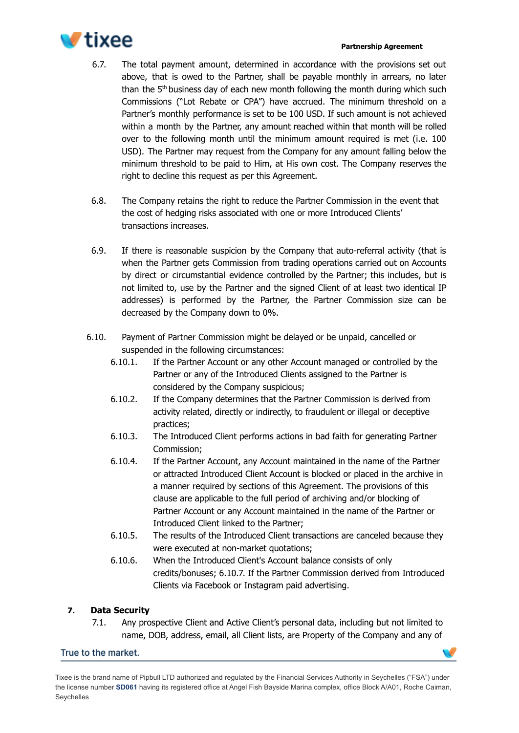6.7. The total payment amount, determined in accordance with the provisions set out above, that is owed to the Partner, shall be payable monthly in arrears, no later than the 5th business day of each new month following the month during which such Commissions ("Lot Rebate or CPA") have accrued. The minimum threshold on a Partner's monthly performance is set to be 100 USD. If such amount is not achieved within a month by the Partner, any amount reached within that month will be rolled over to the following month until the minimum amount required is met (i.e. 100 USD). The Partner may request from the Company for any amount falling below the minimum threshold to be paid to Him, at His own cost. The Company reserves the right to decline this request as per this Agreement.

6.8. The Company retains the right to reduce the Partner Commission in the event that the cost of hedging risks associated with one or more Introduced Clients' transactions increases.

6.9. If there is reasonable suspicion by the Company that auto-referral activity (that is when the Partner gets Commission from trading operations carried out on Accounts by direct or circumstantial evidence controlled by the Partner; this includes, but is not limited to, use by the Partner and the signed Client of at least two identical IP addresses) is performed by the Partner, the Partner Commission size can be decreased by the Company down to 0%.

6.10. Payment of Partner Commission might be delayed or be unpaid, cancelled or suspended in the following circumstances:

6.10.1. If the Partner Account or any other Account managed or controlled by the Partner or any of the Introduced Clients assigned to the Partner is considered by the Company suspicious;

6.10.2. If the Company determines that the Partner Commission is derived from activity related, directly or indirectly, to fraudulent or illegal or deceptive practices;

6.10.3. The Introduced Client performs actions in bad faith for generating Partner Commission;

6.10.4. If the Partner Account, any Account maintained in the name of the Partner or attracted Introduced Client Account is blocked or placed in the archive in a manner required by sections of this Agreement. The provisions of this clause are applicable to the full period of archiving and/or blocking of Partner Account or any Account maintained in the name of the Partner or Introduced Client linked to the Partner;

6.10.5. The results of the Introduced Client transactions are canceled because they were executed at non-market quotations;

6.10.6. When the Introduced Client's Account balance consists of only credits/bonuses; 6.10.7. If the Partner Commission derived from Introduced Clients via Facebook or Instagram paid advertising.

## 7. Data Security

7.1. Any prospective Client and Active Client's personal data, including but not limited to name, DOB, address, email, all Client lists, are Property of the Company and any of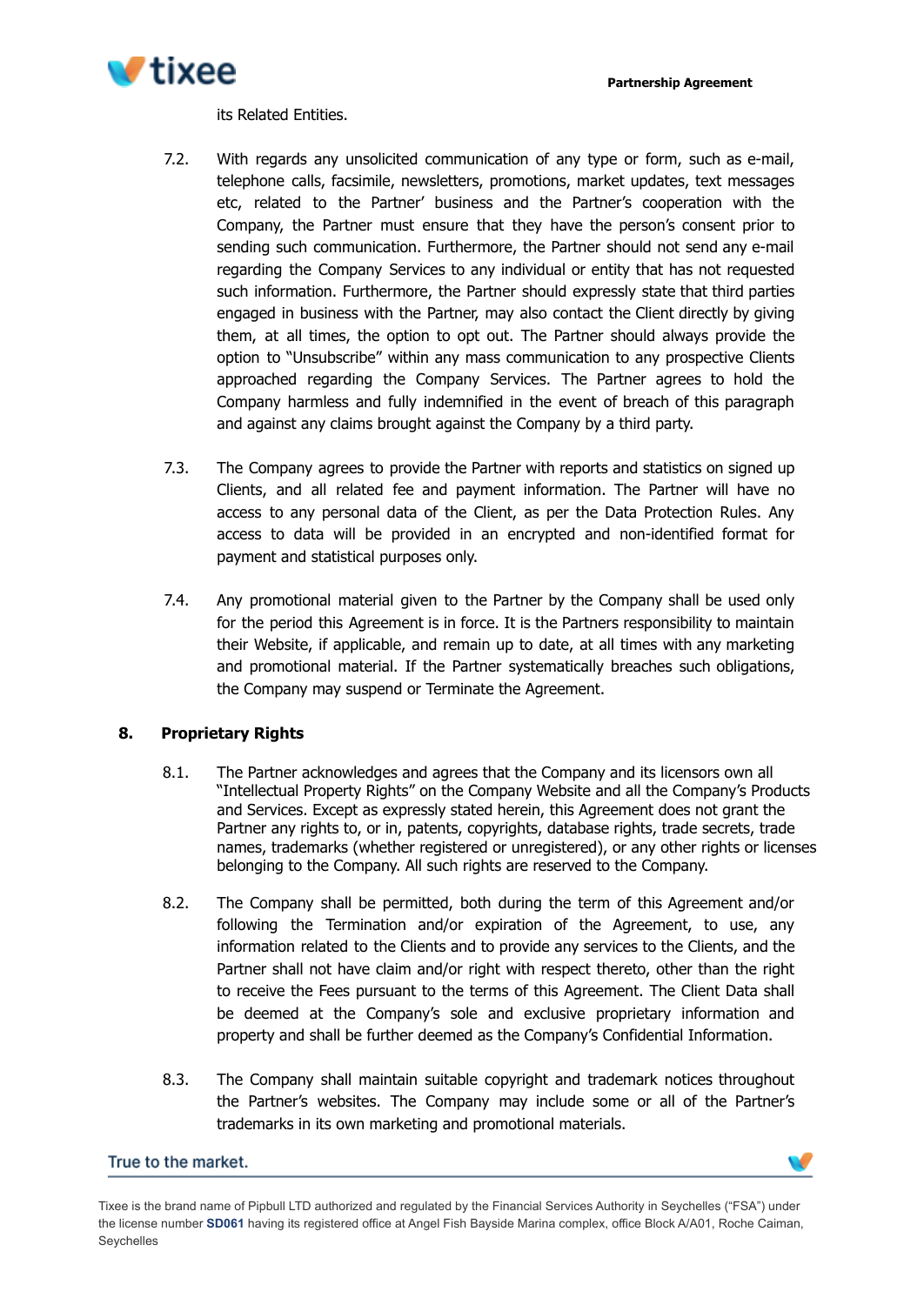its Related Entities.

7.2. With regards any unsolicited communication of any type or form, such as e-mail, telephone calls, facsimile, newsletters, promotions, market updates, text messages etc, related to the Partner' business and the Partner's cooperation with the Company, the Partner must ensure that they have the person's consent prior to sending such communication. Furthermore, the Partner should not send any e-mail regarding the Company Services to any individual or entity that has not requested such information. Furthermore, the Partner should expressly state that third parties engaged in business with the Partner, may also contact the Client directly by giving them, at all times, the option to opt out. The Partner should always provide the option to "Unsubscribe" within any mass communication to any prospective Clients approached regarding the Company Services. The Partner agrees to hold the Company harmless and fully indemnified in the event of breach of this paragraph and against any claims brought against the Company by a third party.

7.3. The Company agrees to provide the Partner with reports and statistics on signed up Clients, and all related fee and payment information. The Partner will have no access to any personal data of the Client, as per the Data Protection Rules. Any access to data will be provided in an encrypted and non-identified format for payment and statistical purposes only.

7.4. Any promotional material given to the Partner by the Company shall be used only for the period this Agreement is in force. It is the Partners responsibility to maintain their Website, if applicable, and remain up to date, at all times with any marketing and promotional material. If the Partner systematically breaches such obligations, the Company may suspend or Terminate the Agreement.

## 8. Proprietary Rights

8.1. The Partner acknowledges and agrees that the Company and its licensors own all "Intellectual Property Rights" on the Company Website and all the Company's Products and Services. Except as expressly stated herein, this Agreement does not grant the Partner any rights to, or in, patents, copyrights, database rights, trade secrets, trade names, trademarks (whether registered or unregistered), or any other rights or licenses belonging to the Company. All such rights are reserved to the Company.

8.2. The Company shall be permitted, both during the term of this Agreement and/or following the Termination and/or expiration of the Agreement, to use, any information related to the Clients and to provide any services to the Clients, and the Partner shall not have claim and/or right with respect thereto, other than the right to receive the Fees pursuant to the terms of this Agreement. The Client Data shall be deemed at the Company's sole and exclusive proprietary information and property and shall be further deemed as the Company's Confidential Information.

8.3. The Company shall maintain suitable copyright and trademark notices throughout the Partner's websites. The Company may include some or all of the Partner's trademarks in its own marketing and promotional materials.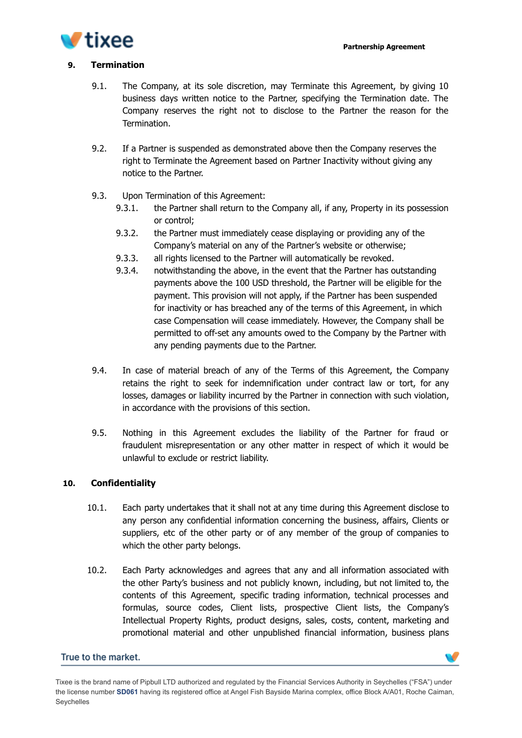## 9. Termination

9.1. The Company, at its sole discretion, may Terminate this Agreement, by giving 10 business days written notice to the Partner, specifying the Termination date. The Company reserves the right not to disclose to the Partner the reason for the Termination.

9.2. If a Partner is suspended as demonstrated above then the Company reserves the right to Terminate the Agreement based on Partner Inactivity without giving any notice to the Partner.

9.3. Upon Termination of this Agreement:

9.3.1. the Partner shall return to the Company all, if any, Property in its possession or control;

9.3.2. the Partner must immediately cease displaying or providing any of the Company's material on any of the Partner's website or otherwise;

9.3.3. all rights licensed to the Partner will automatically be revoked.

9.3.4. notwithstanding the above, in the event that the Partner has outstanding payments above the 100 USD threshold, the Partner will be eligible for the payment. This provision will not apply, if the Partner has been suspended for inactivity or has breached any of the terms of this Agreement, in which case Compensation will cease immediately. However, the Company shall be permitted to off-set any amounts owed to the Company by the Partner with any pending payments due to the Partner.

9.4. In case of material breach of any of the Terms of this Agreement, the Company retains the right to seek for indemnification under contract law or tort, for any losses, damages or liability incurred by the Partner in connection with such violation, in accordance with the provisions of this section.

9.5. Nothing in this Agreement excludes the liability of the Partner for fraud or fraudulent misrepresentation or any other matter in respect of which it would be unlawful to exclude or restrict liability.

## 10. Confidentiality

10.1. Each party undertakes that it shall not at any time during this Agreement disclose to any person any confidential information concerning the business, affairs, Clients or suppliers, etc of the other party or of any member of the group of companies to which the other party belongs.

10.2. Each Party acknowledges and agrees that any and all information associated with the other Party's business and not publicly known, including, but not limited to, the contents of this Agreement, specific trading information, technical processes and formulas, source codes, Client lists, prospective Client lists, the Company's Intellectual Property Rights, product designs, sales, costs, content, marketing and promotional material and other unpublished financial information, business plans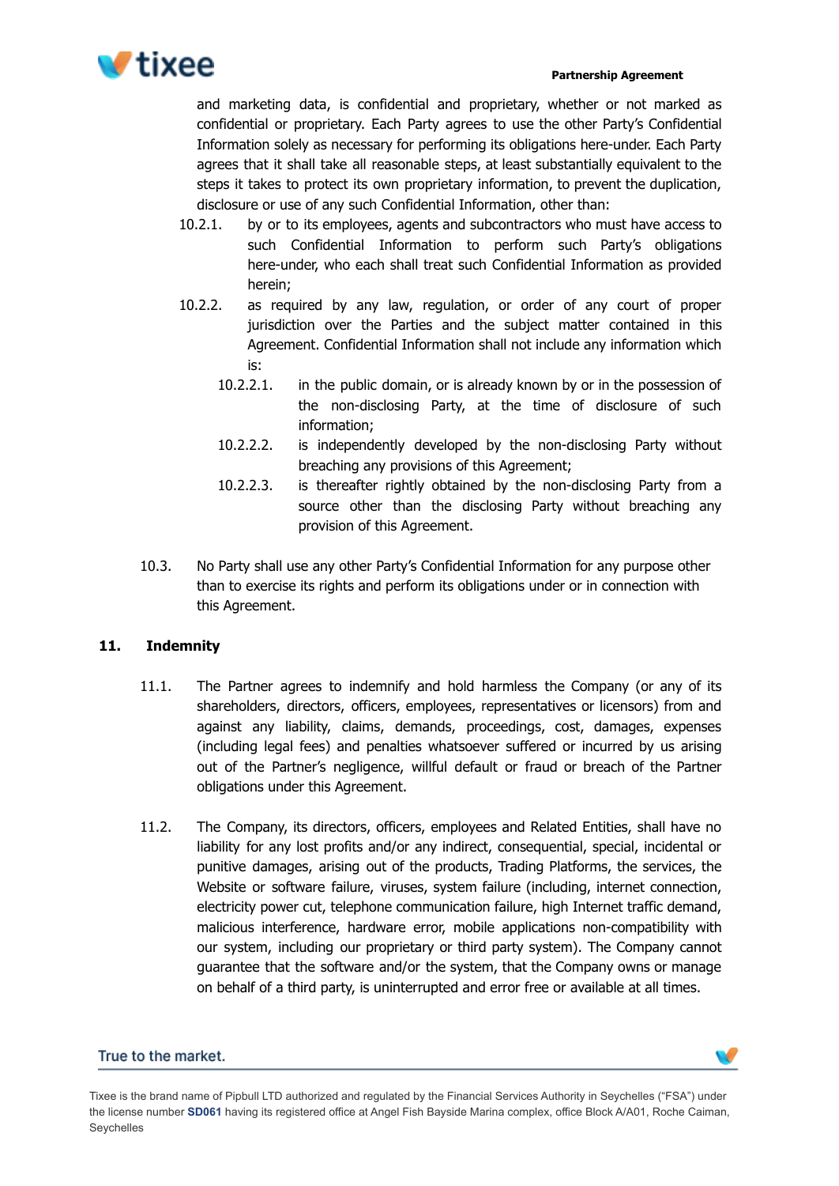and marketing data, is confidential and proprietary, whether or not marked as confidential or proprietary. Each Party agrees to use the other Party's Confidential Information solely as necessary for performing its obligations here-under. Each Party agrees that it shall take all reasonable steps, at least substantially equivalent to the steps it takes to protect its own proprietary information, to prevent the duplication, disclosure or use of any such Confidential Information, other than:

10.2.1. by or to its employees, agents and subcontractors who must have access to such Confidential Information to perform such Party's obligations here-under, who each shall treat such Confidential Information as provided herein;

10.2.2. as required by any law, regulation, or order of any court of proper jurisdiction over the Parties and the subject matter contained in this Agreement. Confidential Information shall not include any information which is:

10.2.2.1. in the public domain, or is already known by or in the possession of the non-disclosing Party, at the time of disclosure of such information;

10.2.2.2. is independently developed by the non-disclosing Party without breaching any provisions of this Agreement;

10.2.2.3. is thereafter rightly obtained by the non-disclosing Party from a source other than the disclosing Party without breaching any provision of this Agreement.

10.3. No Party shall use any other Party's Confidential Information for any purpose other than to exercise its rights and perform its obligations under or in connection with this Agreement.

## 11. Indemnity

11.1. The Partner agrees to indemnify and hold harmless the Company (or any of its shareholders, directors, officers, employees, representatives or licensors) from and against any liability, claims, demands, proceedings, cost, damages, expenses (including legal fees) and penalties whatsoever suffered or incurred by us arising out of the Partner's negligence, willful default or fraud or breach of the Partner obligations under this Agreement.

11.2. The Company, its directors, officers, employees and Related Entities, shall have no liability for any lost profits and/or any indirect, consequential, special, incidental or punitive damages, arising out of the products, Trading Platforms, the services, the Website or software failure, viruses, system failure (including, internet connection, electricity power cut, telephone communication failure, high Internet traffic demand, malicious interference, hardware error, mobile applications non-compatibility with our system, including our proprietary or third party system). The Company cannot guarantee that the software and/or the system, that the Company owns or manage on behalf of a third party, is uninterrupted and error free or available at all times.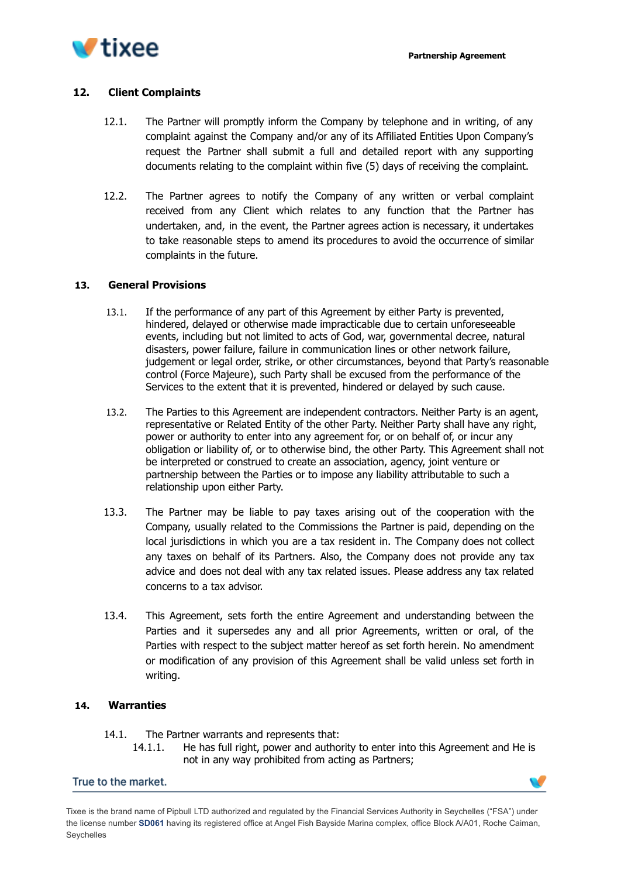## 12. Client Complaints

12.1. The Partner will promptly inform the Company by telephone and in writing, of any complaint against the Company and/or any of its Affiliated Entities Upon Company's request the Partner shall submit a full and detailed report with any supporting documents relating to the complaint within five (5) days of receiving the complaint.

12.2. The Partner agrees to notify the Company of any written or verbal complaint received from any Client which relates to any function that the Partner has undertaken, and, in the event, the Partner agrees action is necessary, it undertakes to take reasonable steps to amend its procedures to avoid the occurrence of similar complaints in the future.

## 13. General Provisions

13.1. If the performance of any part of this Agreement by either Party is prevented, hindered, delayed or otherwise made impracticable due to certain unforeseeable events, including but not limited to acts of God, war, governmental decree, natural disasters, power failure, failure in communication lines or other network failure, judgement or legal order, strike, or other circumstances, beyond that Party's reasonable control (Force Majeure), such Party shall be excused from the performance of the Services to the extent that it is prevented, hindered or delayed by such cause.

13.2. The Parties to this Agreement are independent contractors. Neither Party is an agent, representative or Related Entity of the other Party. Neither Party shall have any right, power or authority to enter into any agreement for, or on behalf of, or incur any obligation or liability of, or to otherwise bind, the other Party. This Agreement shall not be interpreted or construed to create an association, agency, joint venture or partnership between the Parties or to impose any liability attributable to such a relationship upon either Party.

13.3. The Partner may be liable to pay taxes arising out of the cooperation with the Company, usually related to the Commissions the Partner is paid, depending on the local jurisdictions in which you are a tax resident in. The Company does not collect any taxes on behalf of its Partners. Also, the Company does not provide any tax advice and does not deal with any tax related issues. Please address any tax related concerns to a tax advisor.

13.4. This Agreement, sets forth the entire Agreement and understanding between the Parties and it supersedes any and all prior Agreements, written or oral, of the Parties with respect to the subject matter hereof as set forth herein. No amendment or modification of any provision of this Agreement shall be valid unless set forth in writing.

## 14. Warranties

14.1. The Partner warrants and represents that:

14.1.1. He has full right, power and authority to enter into this Agreement and He is not in any way prohibited from acting as Partners;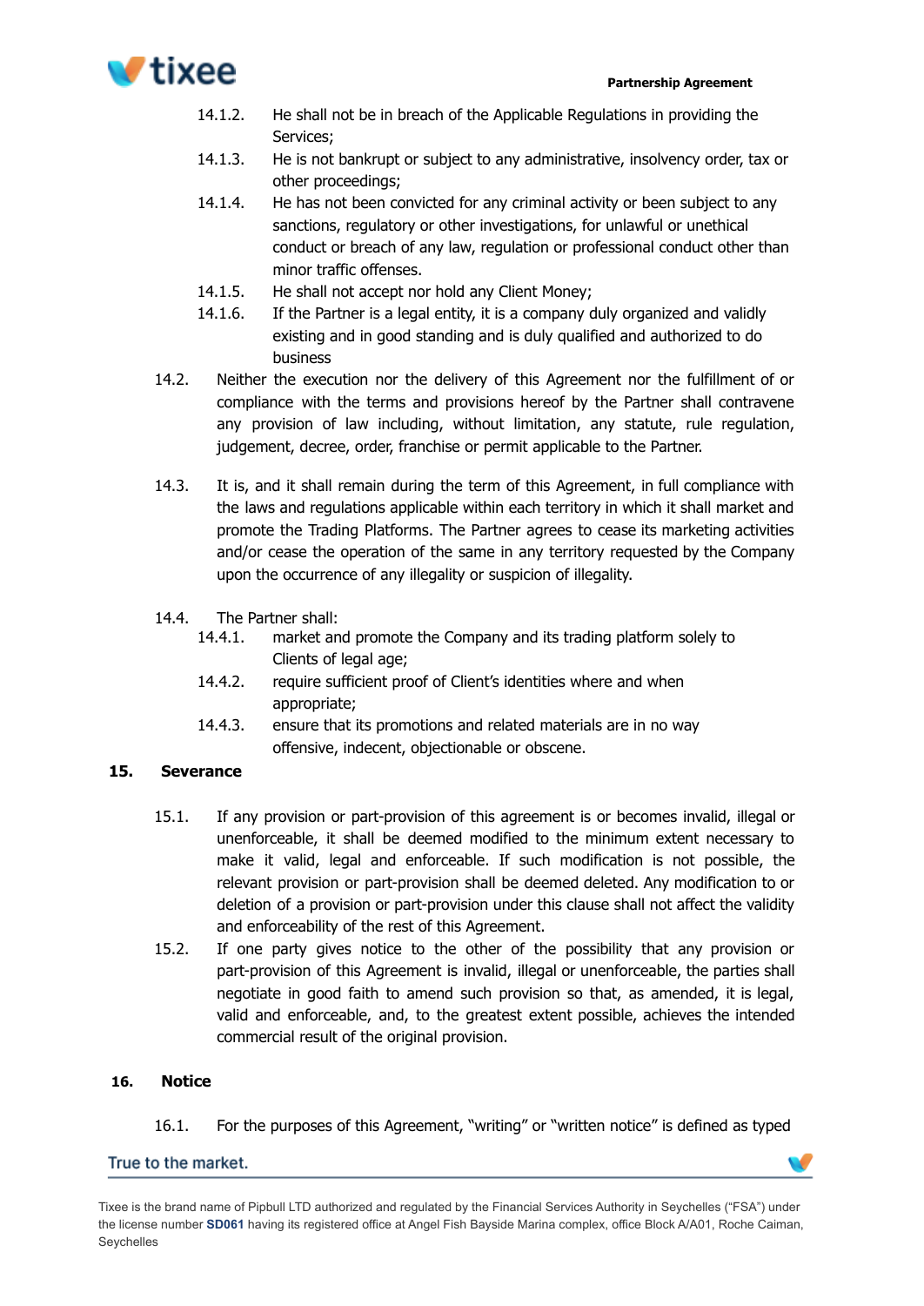14.1.2. He shall not be in breach of the Applicable Regulations in providing the Services;

14.1.3. He is not bankrupt or subject to any administrative, insolvency order, tax or other proceedings;

14.1.4. He has not been convicted for any criminal activity or been subject to any sanctions, regulatory or other investigations, for unlawful or unethical conduct or breach of any law, regulation or professional conduct other than minor traffic offenses.

14.1.5. He shall not accept nor hold any Client Money;

14.1.6. If the Partner is a legal entity, it is a company duly organized and validly existing and in good standing and is duly qualified and authorized to do business

14.2. Neither the execution nor the delivery of this Agreement nor the fulfillment of or compliance with the terms and provisions hereof by the Partner shall contravene any provision of law including, without limitation, any statute, rule regulation, judgement, decree, order, franchise or permit applicable to the Partner.

14.3. It is, and it shall remain during the term of this Agreement, in full compliance with the laws and regulations applicable within each territory in which it shall market and promote the Trading Platforms. The Partner agrees to cease its marketing activities and/or cease the operation of the same in any territory requested by the Company upon the occurrence of any illegality or suspicion of illegality.

14.4. The Partner shall:

14.4.1. market and promote the Company and its trading platform solely to Clients of legal age;

14.4.2. require sufficient proof of Client's identities where and when appropriate;

14.4.3. ensure that its promotions and related materials are in no way offensive, indecent, objectionable or obscene.

## 15. Severance

15.1. If any provision or part-provision of this agreement is or becomes invalid, illegal or unenforceable, it shall be deemed modified to the minimum extent necessary to make it valid, legal and enforceable. If such modification is not possible, the relevant provision or part-provision shall be deemed deleted. Any modification to or deletion of a provision or part-provision under this clause shall not affect the validity and enforceability of the rest of this Agreement.

15.2. If one party gives notice to the other of the possibility that any provision or part-provision of this Agreement is invalid, illegal or unenforceable, the parties shall negotiate in good faith to amend such provision so that, as amended, it is legal, valid and enforceable, and, to the greatest extent possible, achieves the intended commercial result of the original provision.

## 16. Notice

16.1. For the purposes of this Agreement, "writing" or "written notice" is defined as typed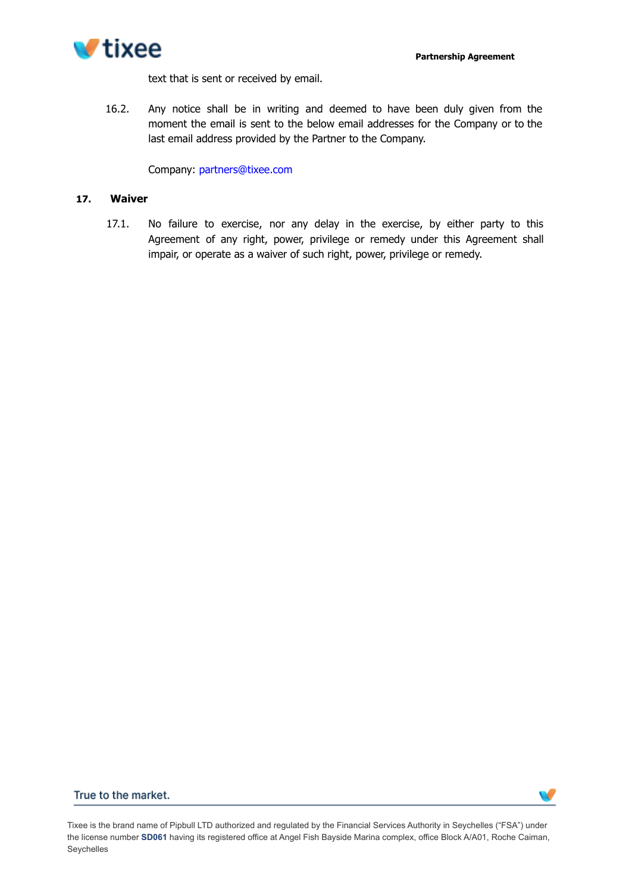text that is sent or received by email.

16.2. Any notice shall be in writing and deemed to have been duly given from the moment the email is sent to the below email addresses for the Company or to the last email address provided by the Partner to the Company.

Company: partners@tixee.com

## 17. Waiver

17.1. No failure to exercise, nor any delay in the exercise, by either party to this Agreement of any right, power, privilege or remedy under this Agreement shall impair, or operate as a waiver of such right, power, privilege or remedy.